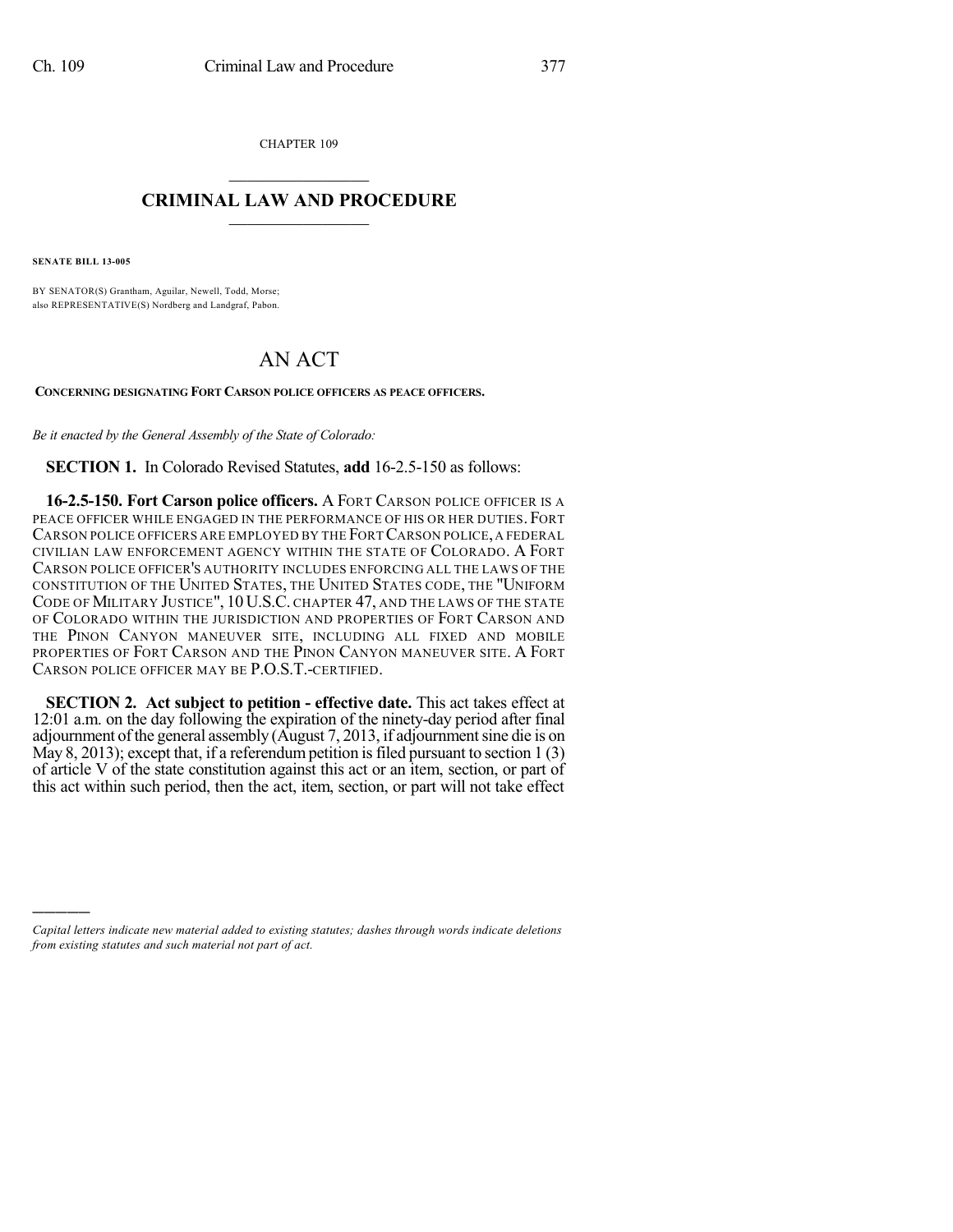CHAPTER 109

# CRIMINAL LAW AND PROCEDURE

**SENATE BILL 13-005**

BY SENATOR(S) Grantham, Aguilar, Newell, Todd, Morse;
also REPRESENTATIVE(S) Nordberg and Landgraf, Pabon.

# AN ACT

**CONCERNING DESIGNATING FORT CARSON POLICE OFFICERS AS PEACE OFFICERS.**

*Be it enacted by the General Assembly of the State of Colorado:*

**SECTION 1.** In Colorado Revised Statutes, **add** 16-2.5-150 as follows:

**16-2.5-150. Fort Carson police officers.** A FORT CARSON POLICE OFFICER IS A PEACE OFFICER WHILE ENGAGED IN THE PERFORMANCE OF HIS OR HER DUTIES. FORT CARSON POLICE OFFICERS ARE EMPLOYED BY THE FORT CARSON POLICE, A FEDERAL CIVILIAN LAW ENFORCEMENT AGENCY WITHIN THE STATE OF COLORADO. A FORT CARSON POLICE OFFICER'S AUTHORITY INCLUDES ENFORCING ALL THE LAWS OF THE CONSTITUTION OF THE UNITED STATES, THE UNITED STATES CODE, THE "UNIFORM CODE OF MILITARY JUSTICE", 10 U.S.C. CHAPTER 47, AND THE LAWS OF THE STATE OF COLORADO WITHIN THE JURISDICTION AND PROPERTIES OF FORT CARSON AND THE PINON CANYON MANEUVER SITE, INCLUDING ALL FIXED AND MOBILE PROPERTIES OF FORT CARSON AND THE PINON CANYON MANEUVER SITE. A FORT CARSON POLICE OFFICER MAY BE P.O.S.T.-CERTIFIED.

**SECTION 2. Act subject to petition - effective date.** This act takes effect at 12:01 a.m. on the day following the expiration of the ninety-day period after final adjournment of the general assembly (August 7, 2013, if adjournment sine die is on May 8, 2013); except that, if a referendum petition is filed pursuant to section 1 (3) of article V of the state constitution against this act or an item, section, or part of this act within such period, then the act, item, section, or part will not take effect

*Capital letters indicate new material added to existing statutes; dashes through words indicate deletions from existing statutes and such material not part of act.*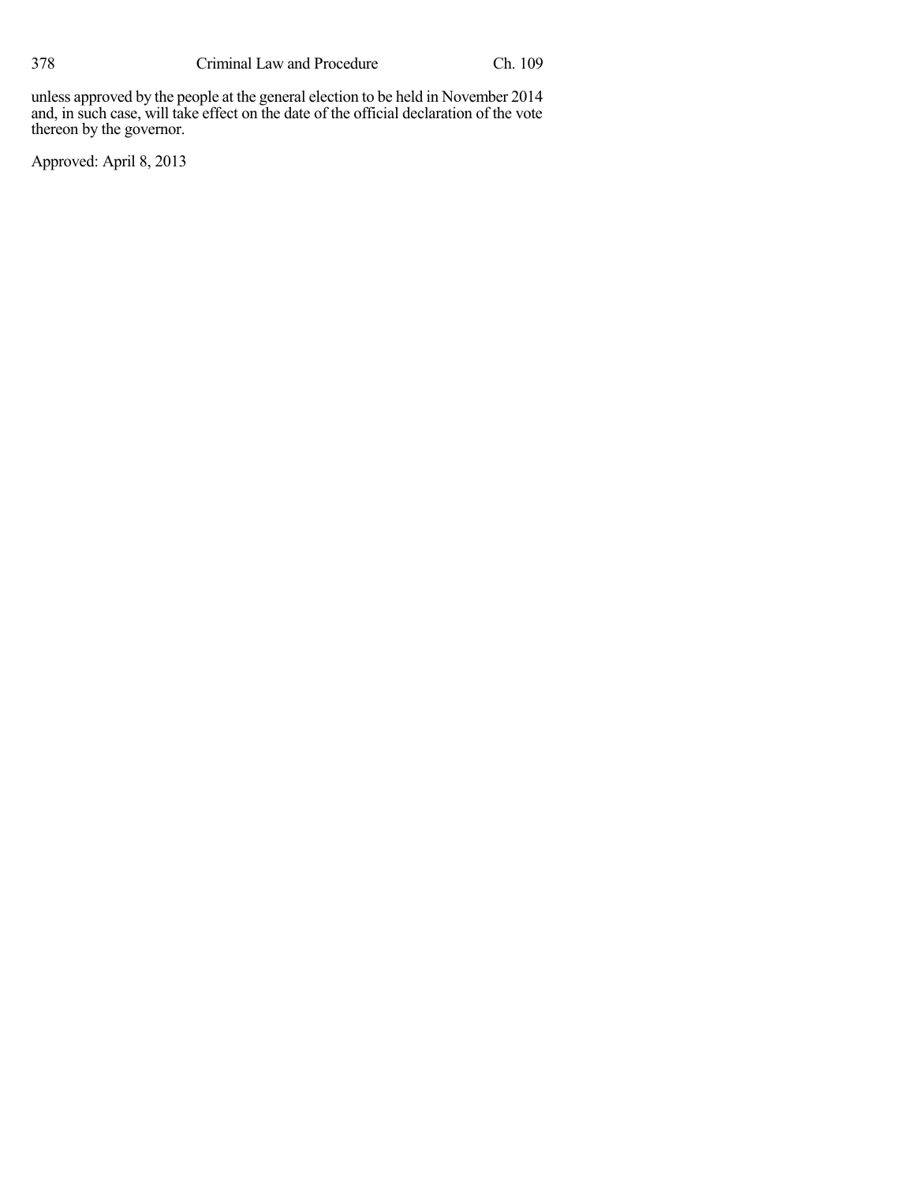unless approved by the people at the general election to be held in November 2014 and, in such case, will take effect on the date of the official declaration of the vote thereon by the governor.

Approved: April 8, 2013